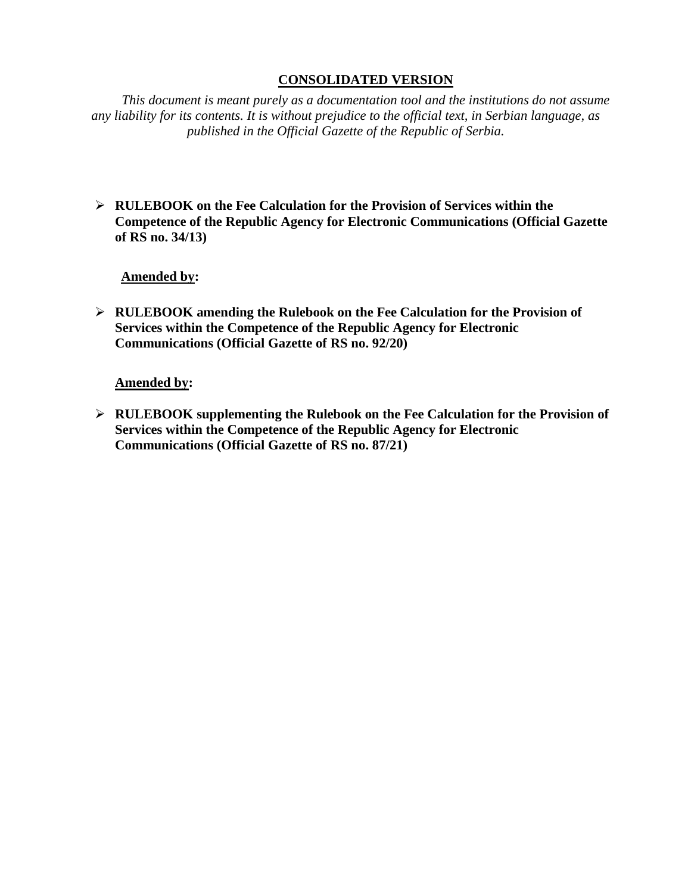**<u>CONSOLIDATED VERSION</u>**

*This document is meant purely as a documentation tool and the institutions do not assume any liability for its contents. It is without prejudice to the official text, in Serbian language, as published in the Official Gazette of the Republic of Serbia.*

- **RULEBOOK on the Fee Calculation for the Provision of Services within the Competence of the Republic Agency for Electronic Communications (Official Gazette of RS no. 34/13)**

**<u>Amended by</u>:**

- **RULEBOOK amending the Rulebook on the Fee Calculation for the Provision of Services within the Competence of the Republic Agency for Electronic Communications (Official Gazette of RS no. 92/20)**

**<u>Amended by</u>:**

- **RULEBOOK supplementing the Rulebook on the Fee Calculation for the Provision of Services within the Competence of the Republic Agency for Electronic Communications (Official Gazette of RS no. 87/21)**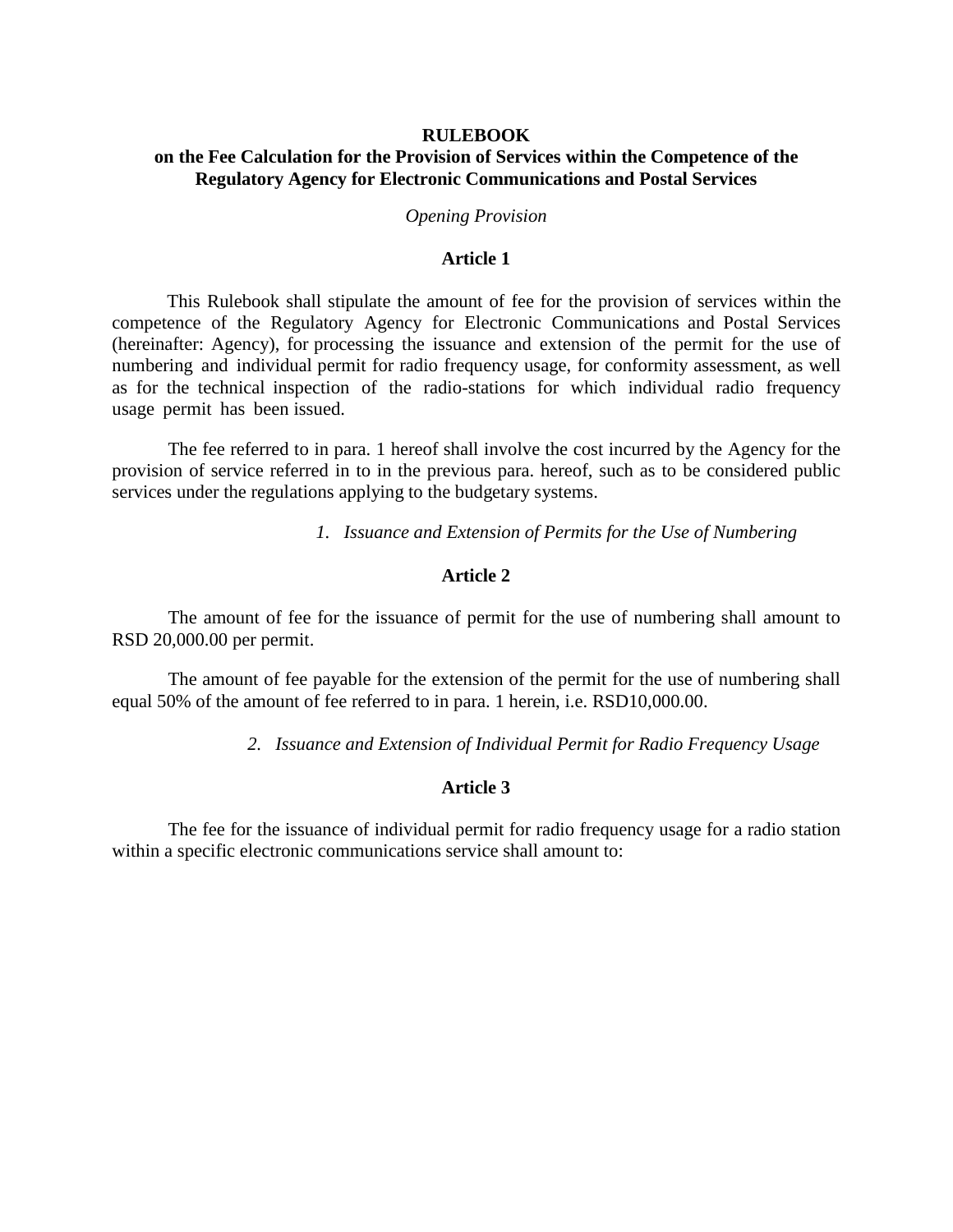**RULEBOOK**
**on the Fee Calculation for the Provision of Services within the Competence of the Regulatory Agency for Electronic Communications and Postal Services**

*Opening Provision*

**Article 1**

This Rulebook shall stipulate the amount of fee for the provision of services within the competence of the Regulatory Agency for Electronic Communications and Postal Services (hereinafter: Agency), for processing the issuance and extension of the permit for the use of numbering and individual permit for radio frequency usage, for conformity assessment, as well as for the technical inspection of the radio-stations for which individual radio frequency usage permit has been issued.

The fee referred to in para. 1 hereof shall involve the cost incurred by the Agency for the provision of service referred in to in the previous para. hereof, such as to be considered public services under the regulations applying to the budgetary systems.

*1. Issuance and Extension of Permits for the Use of Numbering*

**Article 2**

The amount of fee for the issuance of permit for the use of numbering shall amount to RSD 20,000.00 per permit.

The amount of fee payable for the extension of the permit for the use of numbering shall equal 50% of the amount of fee referred to in para. 1 herein, i.e. RSD10,000.00.

*2. Issuance and Extension of Individual Permit for Radio Frequency Usage*

**Article 3**

The fee for the issuance of individual permit for radio frequency usage for a radio station within a specific electronic communications service shall amount to: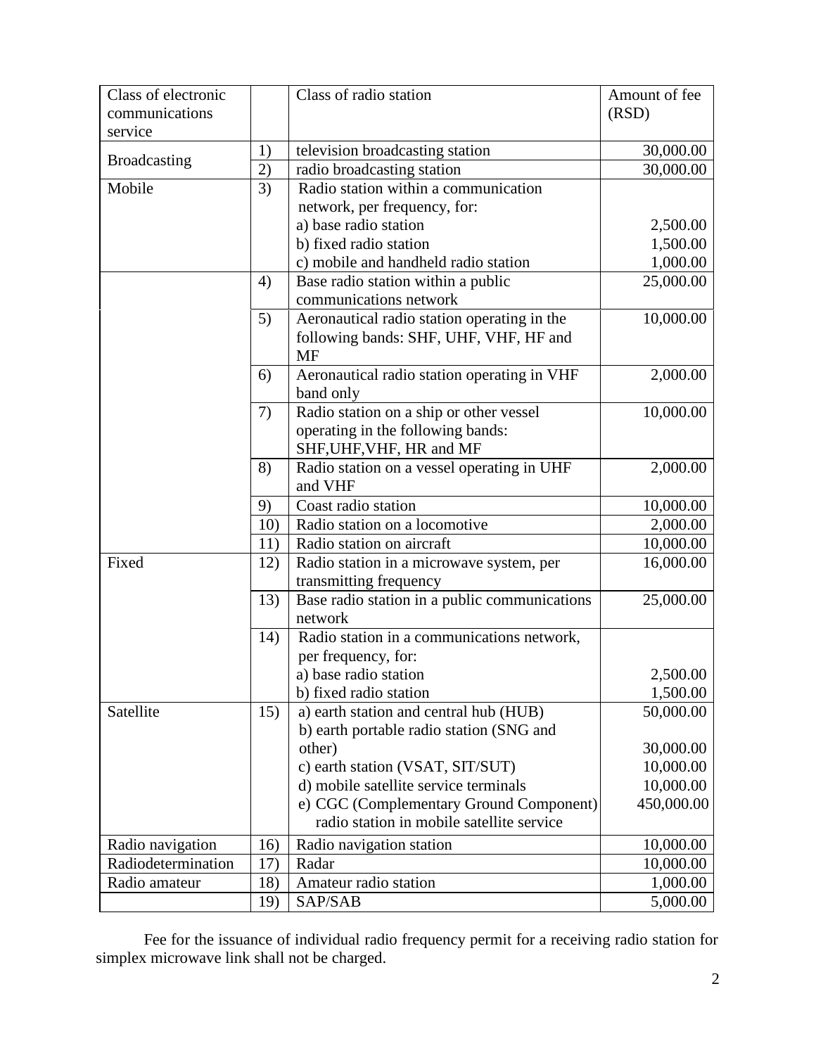| Class of electronic communications service | | Class of radio station | Amount of fee (RSD) |
|---|---|---|---|
| Broadcasting | 1) | television broadcasting station | 30,000.00 |
| | 2) | radio broadcasting station | 30,000.00 |
| Mobile | 3) | Radio station within a communication network, per frequency, for:<br>a) base radio station<br>b) fixed radio station<br>c) mobile and handheld radio station | <br><br>2,500.00<br>1,500.00<br>1,000.00 |
| | 4) | Base radio station within a public communications network | 25,000.00 |
| | 5) | Aeronautical radio station operating in the following bands: SHF, UHF, VHF, HF and MF | 10,000.00 |
| | 6) | Aeronautical radio station operating in VHF band only | 2,000.00 |
| | 7) | Radio station on a ship or other vessel operating in the following bands: SHF,UHF,VHF, HR and MF | 10,000.00 |
| | 8) | Radio station on a vessel operating in UHF and VHF | 2,000.00 |
| | 9) | Coast radio station | 10,000.00 |
| | 10) | Radio station on a locomotive | 2,000.00 |
| | 11) | Radio station on aircraft | 10,000.00 |
| Fixed | 12) | Radio station in a microwave system, per transmitting frequency | 16,000.00 |
| | 13) | Base radio station in a public communications network | 25,000.00 |
| | 14) | Radio station in a communications network, per frequency, for:<br>a) base radio station<br>b) fixed radio station | <br><br>2,500.00<br>1,500.00 |
| Satellite | 15) | a) earth station and central hub (HUB)<br>b) earth portable radio station (SNG and other)<br>c) earth station (VSAT, SIT/SUT)<br>d) mobile satellite service terminals<br>e) CGC (Complementary Ground Component) radio station in mobile satellite service | 50,000.00<br>30,000.00<br>10,000.00<br>10,000.00<br>450,000.00 |
| Radio navigation | 16) | Radio navigation station | 10,000.00 |
| Radiodetermination | 17) | Radar | 10,000.00 |
| Radio amateur | 18) | Amateur radio station | 1,000.00 |
| | 19) | SAP/SAB | 5,000.00 |

Fee for the issuance of individual radio frequency permit for a receiving radio station for simplex microwave link shall not be charged.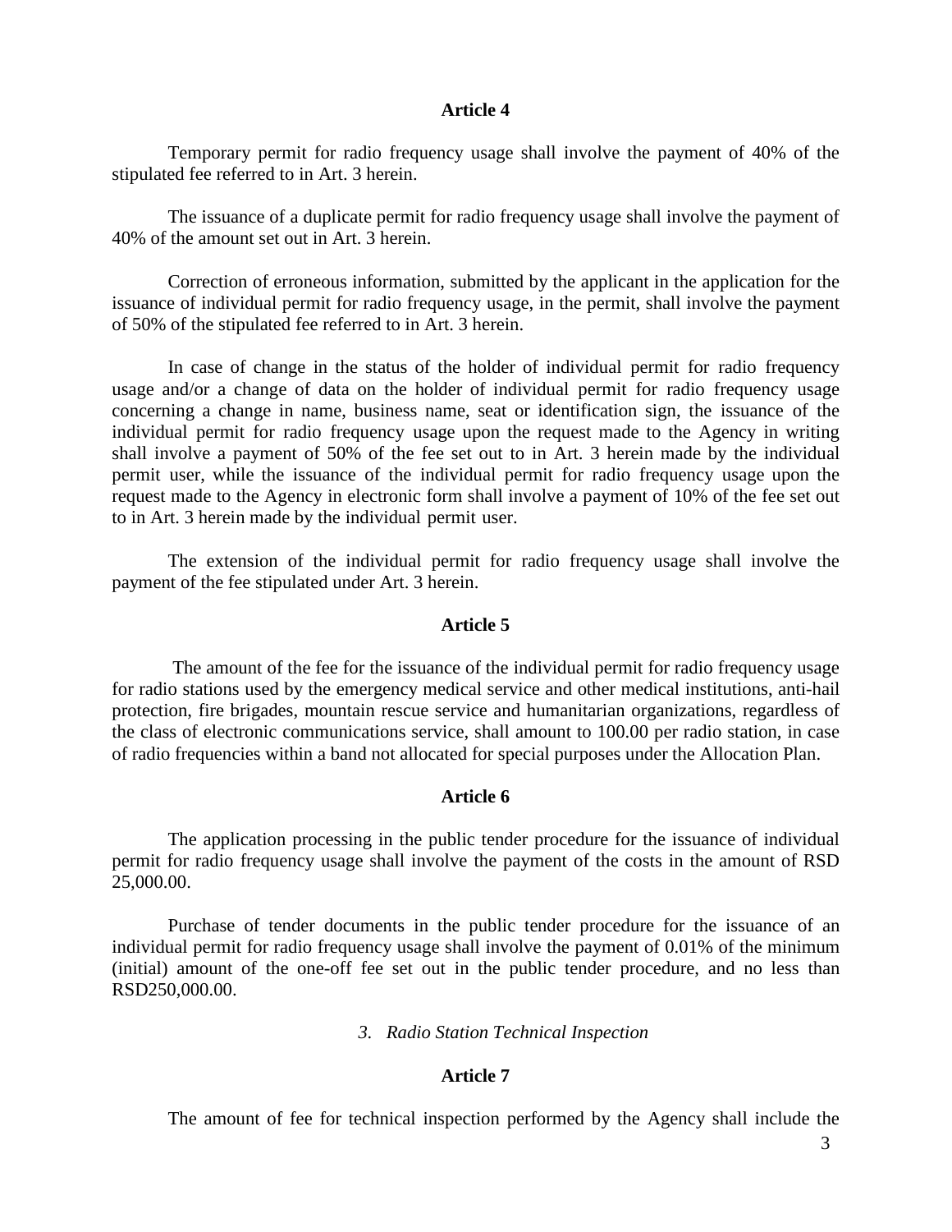### Article 4

Temporary permit for radio frequency usage shall involve the payment of 40% of the stipulated fee referred to in Art. 3 herein.

The issuance of a duplicate permit for radio frequency usage shall involve the payment of 40% of the amount set out in Art. 3 herein.

Correction of erroneous information, submitted by the applicant in the application for the issuance of individual permit for radio frequency usage, in the permit, shall involve the payment of 50% of the stipulated fee referred to in Art. 3 herein.

In case of change in the status of the holder of individual permit for radio frequency usage and/or a change of data on the holder of individual permit for radio frequency usage concerning a change in name, business name, seat or identification sign, the issuance of the individual permit for radio frequency usage upon the request made to the Agency in writing shall involve a payment of 50% of the fee set out to in Art. 3 herein made by the individual permit user, while the issuance of the individual permit for radio frequency usage upon the request made to the Agency in electronic form shall involve a payment of 10% of the fee set out to in Art. 3 herein made by the individual permit user.

The extension of the individual permit for radio frequency usage shall involve the payment of the fee stipulated under Art. 3 herein.

### Article 5

The amount of the fee for the issuance of the individual permit for radio frequency usage for radio stations used by the emergency medical service and other medical institutions, anti-hail protection, fire brigades, mountain rescue service and humanitarian organizations, regardless of the class of electronic communications service, shall amount to 100.00 per radio station, in case of radio frequencies within a band not allocated for special purposes under the Allocation Plan.

### Article 6

The application processing in the public tender procedure for the issuance of individual permit for radio frequency usage shall involve the payment of the costs in the amount of RSD 25,000.00.

Purchase of tender documents in the public tender procedure for the issuance of an individual permit for radio frequency usage shall involve the payment of 0.01% of the minimum (initial) amount of the one-off fee set out in the public tender procedure, and no less than RSD250,000.00.

## *3. Radio Station Technical Inspection*

### Article 7

The amount of fee for technical inspection performed by the Agency shall include the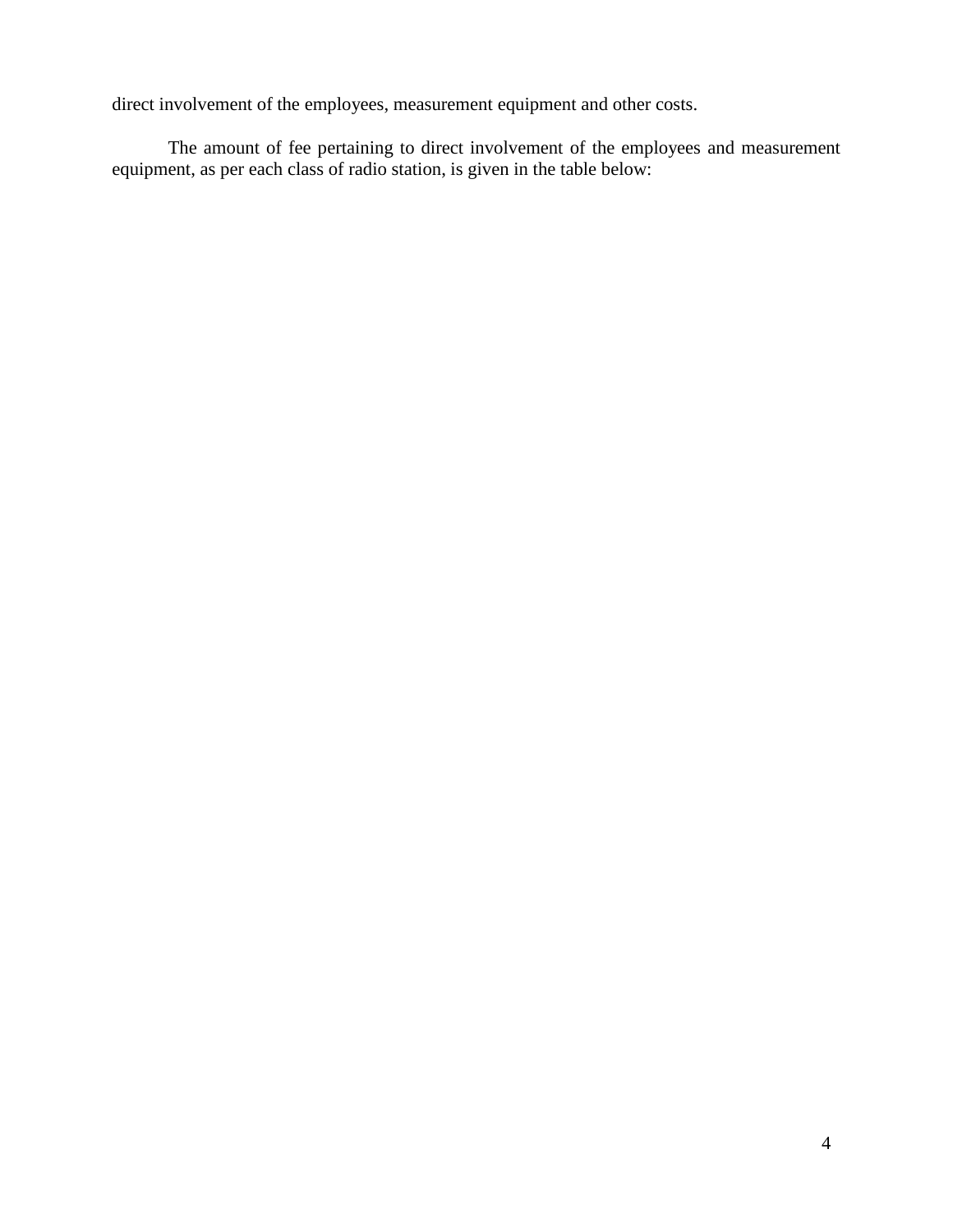direct involvement of the employees, measurement equipment and other costs.

The amount of fee pertaining to direct involvement of the employees and measurement equipment, as per each class of radio station, is given in the table below: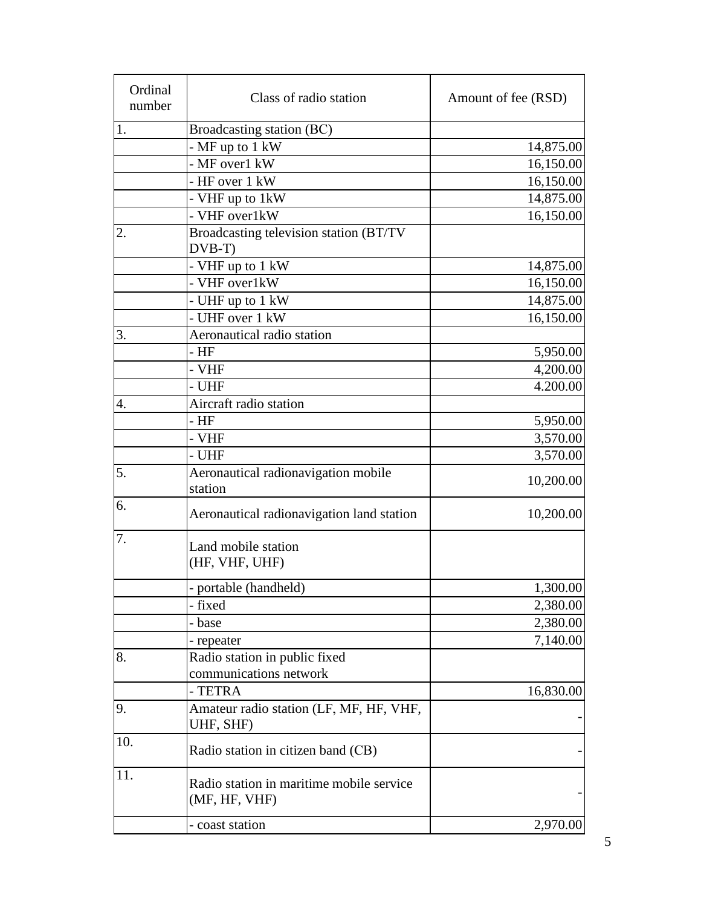| Ordinal number | Class of radio station | Amount of fee (RSD) |
|---|---|---|
| 1. | Broadcasting station (BC) | |
| | - MF up to 1 kW | 14,875.00 |
| | - MF over1 kW | 16,150.00 |
| | - HF over 1 kW | 16,150.00 |
| | - VHF up to 1kW | 14,875.00 |
| | - VHF over1kW | 16,150.00 |
| 2. | Broadcasting television station (BT/TV DVB-T) | |
| | - VHF up to 1 kW | 14,875.00 |
| | - VHF over1kW | 16,150.00 |
| | - UHF up to 1 kW | 14,875.00 |
| | - UHF over 1 kW | 16,150.00 |
| 3. | Aeronautical radio station | |
| | - HF | 5,950.00 |
| | - VHF | 4,200.00 |
| | - UHF | 4.200.00 |
| 4. | Aircraft radio station | |
| | - HF | 5,950.00 |
| | - VHF | 3,570.00 |
| | - UHF | 3,570.00 |
| 5. | Aeronautical radionavigation mobile station | 10,200.00 |
| 6. | Aeronautical radionavigation land station | 10,200.00 |
| 7. | Land mobile station (HF, VHF, UHF) | |
| | - portable (handheld) | 1,300.00 |
| | - fixed | 2,380.00 |
| | - base | 2,380.00 |
| | - repeater | 7,140.00 |
| 8. | Radio station in public fixed communications network | |
| | - TETRA | 16,830.00 |
| 9. | Amateur radio station (LF, MF, HF, VHF, UHF, SHF) | - |
| 10. | Radio station in citizen band (CB) | - |
| 11. | Radio station in maritime mobile service (MF, HF, VHF) | - |
| | - coast station | 2,970.00 |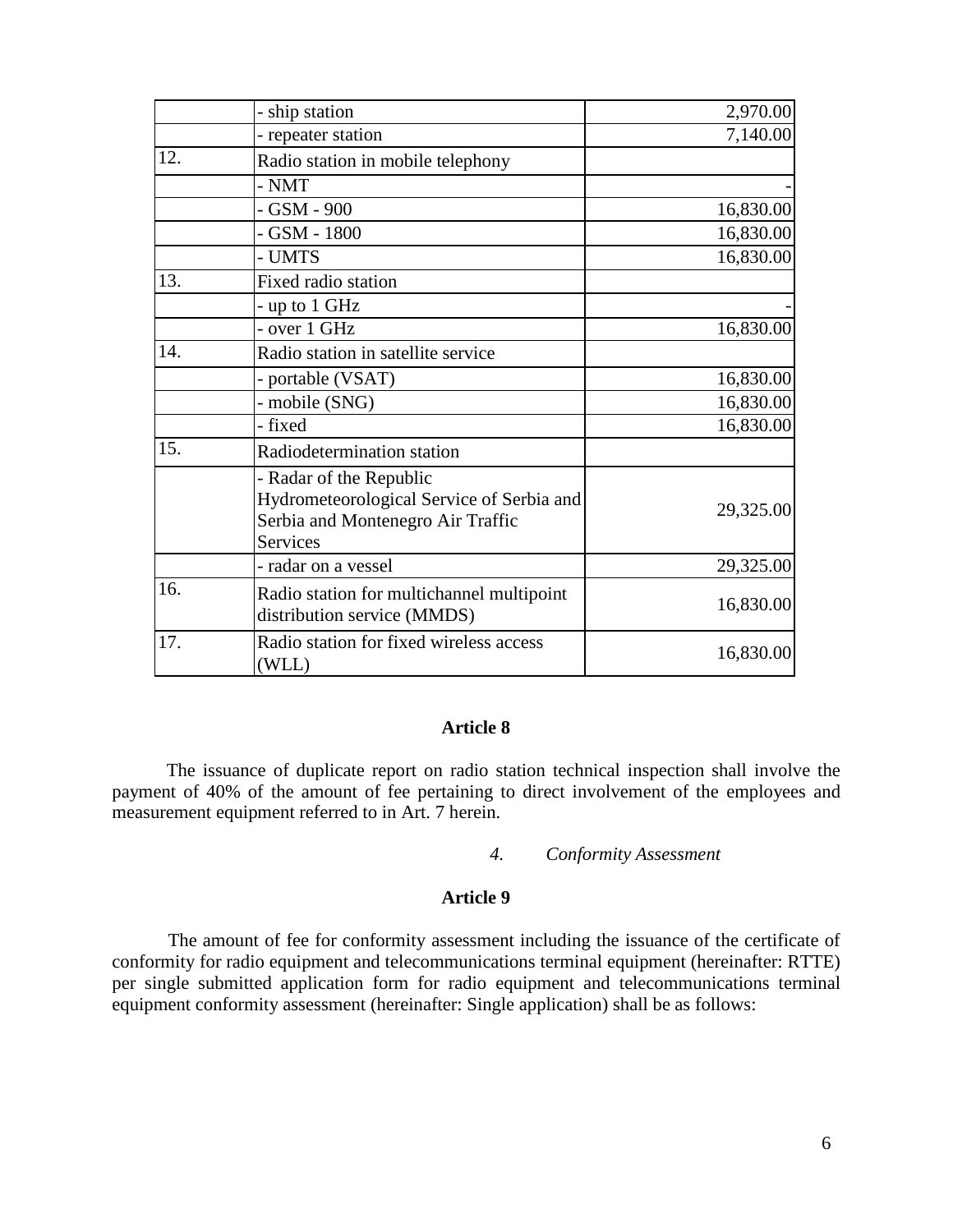| | | |
|---|---|---|
| | - ship station | 2,970.00 |
| | - repeater station | 7,140.00 |
| 12. | Radio station in mobile telephony | |
| | - NMT | - |
| | - GSM - 900 | 16,830.00 |
| | - GSM - 1800 | 16,830.00 |
| | - UMTS | 16,830.00 |
| 13. | Fixed radio station | |
| | - up to 1 GHz | - |
| | - over 1 GHz | 16,830.00 |
| 14. | Radio station in satellite service | |
| | - portable (VSAT) | 16,830.00 |
| | - mobile (SNG) | 16,830.00 |
| | - fixed | 16,830.00 |
| 15. | Radiodetermination station | |
| | - Radar of the Republic Hydrometeorological Service of Serbia and Serbia and Montenegro Air Traffic Services | 29,325.00 |
| | - radar on a vessel | 29,325.00 |
| 16. | Radio station for multichannel multipoint distribution service (MMDS) | 16,830.00 |
| 17. | Radio station for fixed wireless access (WLL) | 16,830.00 |

### Article 8

The issuance of duplicate report on radio station technical inspection shall involve the payment of 40% of the amount of fee pertaining to direct involvement of the employees and measurement equipment referred to in Art. 7 herein.

*4. Conformity Assessment*

### Article 9

The amount of fee for conformity assessment including the issuance of the certificate of conformity for radio equipment and telecommunications terminal equipment (hereinafter: RTTE) per single submitted application form for radio equipment and telecommunications terminal equipment conformity assessment (hereinafter: Single application) shall be as follows: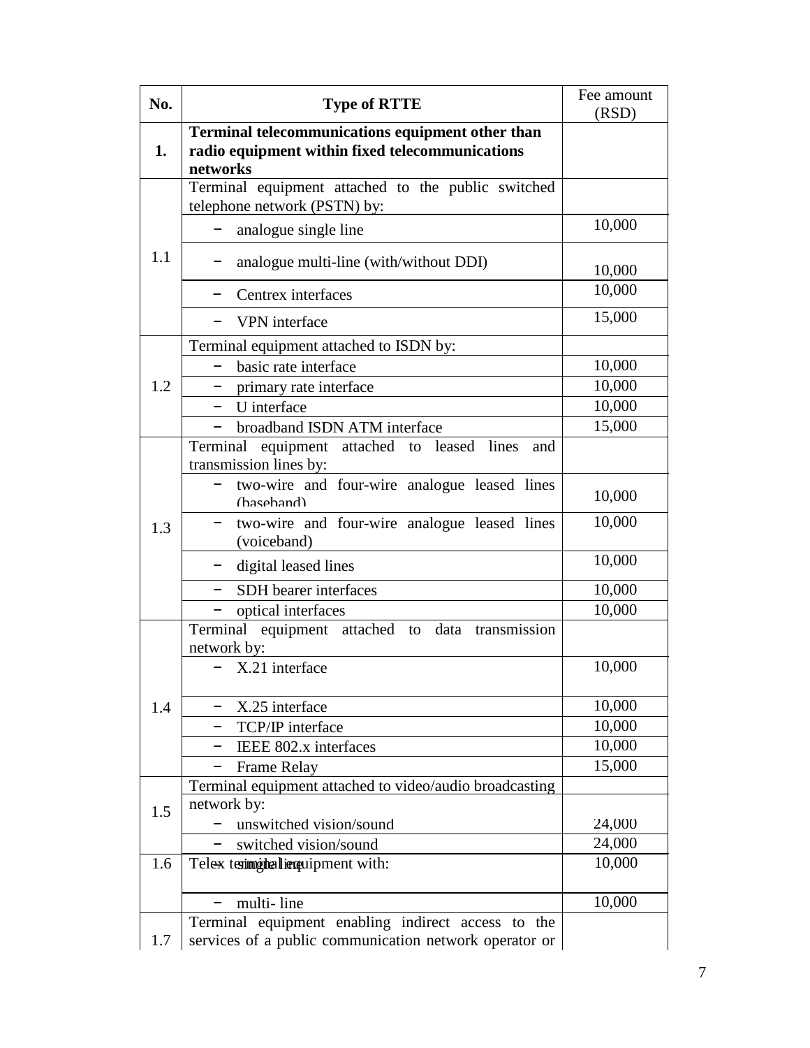| No. | Type of RTTE | Fee amount (RSD) |
|---|---|---|
| **1.** | **Terminal telecommunications equipment other than radio equipment within fixed telecommunications networks** | |
| 1.1 | Terminal equipment attached to the public switched telephone network (PSTN) by: | |
| | − analogue single line | 10,000 |
| | − analogue multi-line (with/without DDI) | 10,000 |
| | − Centrex interfaces | 10,000 |
| | − VPN interface | 15,000 |
| 1.2 | Terminal equipment attached to ISDN by: | |
| | − basic rate interface | 10,000 |
| | − primary rate interface | 10,000 |
| | − U interface | 10,000 |
| | − broadband ISDN ATM interface | 15,000 |
| 1.3 | Terminal equipment attached to leased lines and transmission lines by: | |
| | − two-wire and four-wire analogue leased lines (baseband) | 10,000 |
| | − two-wire and four-wire analogue leased lines (voiceband) | 10,000 |
| | − digital leased lines | 10,000 |
| | − SDH bearer interfaces | 10,000 |
| | − optical interfaces | 10,000 |
| 1.4 | Terminal equipment attached to data transmission network by: | |
| | − X.21 interface | 10,000 |
| | − X.25 interface | 10,000 |
| | − TCP/IP interface | 10,000 |
| | − IEEE 802.x interfaces | 10,000 |
| | − Frame Relay | 15,000 |
| 1.5 | Terminal equipment attached to video/audio broadcasting network by: | |
| | − unswitched vision/sound | 24,000 |
| | − switched vision/sound | 24,000 |
| 1.6 | Telex terminal equipment with: | |
| | − single line | 10,000 |
| | − multi- line | 10,000 |
| 1.7 | Terminal equipment enabling indirect access to the services of a public communication network operator or | |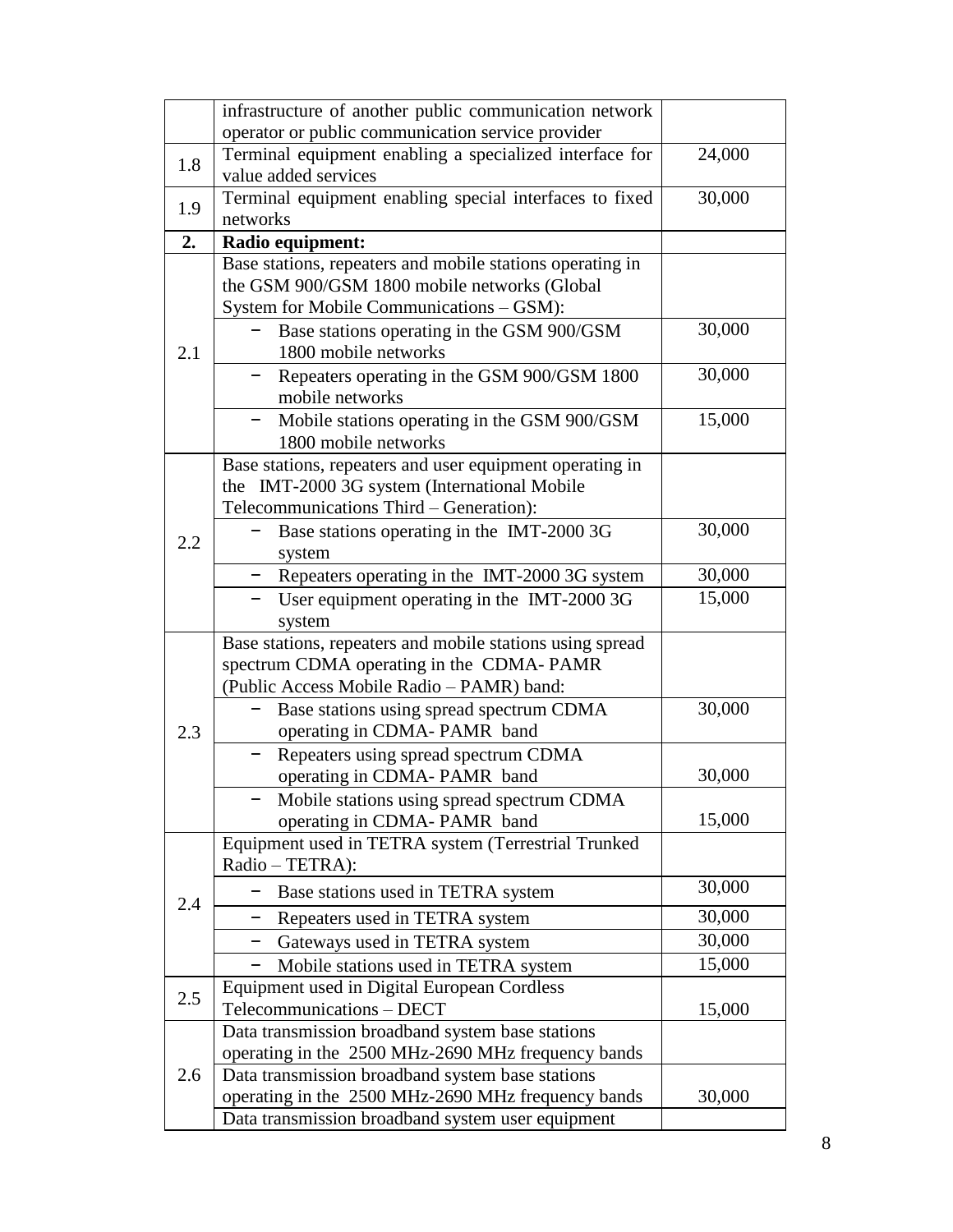| | | |
|---|---|---|
| | infrastructure of another public communication network operator or public communication service provider | |
| 1.8 | Terminal equipment enabling a specialized interface for value added services | 24,000 |
| 1.9 | Terminal equipment enabling special interfaces to fixed networks | 30,000 |
| **2.** | **Radio equipment:** | |
| 2.1 | Base stations, repeaters and mobile stations operating in the GSM 900/GSM 1800 mobile networks (Global System for Mobile Communications – GSM): | |
| | − Base stations operating in the GSM 900/GSM 1800 mobile networks | 30,000 |
| | − Repeaters operating in the GSM 900/GSM 1800 mobile networks | 30,000 |
| | − Mobile stations operating in the GSM 900/GSM 1800 mobile networks | 15,000 |
| 2.2 | Base stations, repeaters and user equipment operating in the IMT-2000 3G system (International Mobile Telecommunications Third – Generation): | |
| | − Base stations operating in the IMT-2000 3G system | 30,000 |
| | − Repeaters operating in the IMT-2000 3G system | 30,000 |
| | − User equipment operating in the IMT-2000 3G system | 15,000 |
| 2.3 | Base stations, repeaters and mobile stations using spread spectrum CDMA operating in the CDMA- PAMR (Public Access Mobile Radio – PAMR) band: | |
| | − Base stations using spread spectrum CDMA operating in CDMA- PAMR band | 30,000 |
| | − Repeaters using spread spectrum CDMA operating in CDMA- PAMR band | 30,000 |
| | − Mobile stations using spread spectrum CDMA operating in CDMA- PAMR band | 15,000 |
| 2.4 | Equipment used in TETRA system (Terrestrial Trunked Radio – TETRA): | |
| | − Base stations used in TETRA system | 30,000 |
| | − Repeaters used in TETRA system | 30,000 |
| | − Gateways used in TETRA system | 30,000 |
| | − Mobile stations used in TETRA system | 15,000 |
| 2.5 | Equipment used in Digital European Cordless Telecommunications – DECT | 15,000 |
| 2.6 | Data transmission broadband system base stations operating in the 2500 MHz-2690 MHz frequency bands | |
| | Data transmission broadband system base stations operating in the 2500 MHz-2690 MHz frequency bands | 30,000 |
| | Data transmission broadband system user equipment | |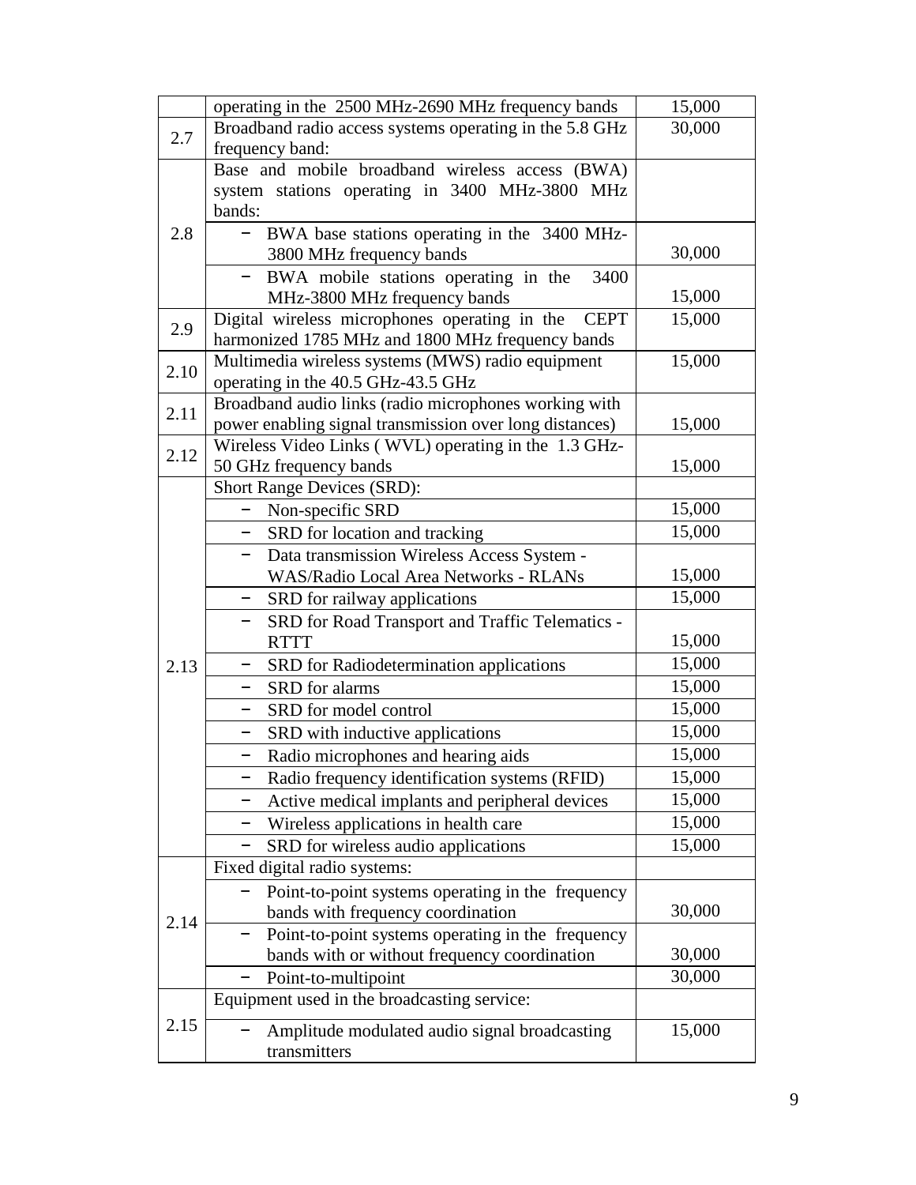| | | |
|---|---|---|
| | operating in the 2500 MHz-2690 MHz frequency bands | 15,000 |
| 2.7 | Broadband radio access systems operating in the 5.8 GHz frequency band: | 30,000 |
| 2.8 | Base and mobile broadband wireless access (BWA) system stations operating in 3400 MHz-3800 MHz bands: | |
| | − BWA base stations operating in the 3400 MHz-3800 MHz frequency bands | 30,000 |
| | − BWA mobile stations operating in the 3400 MHz-3800 MHz frequency bands | 15,000 |
| 2.9 | Digital wireless microphones operating in the CEPT harmonized 1785 MHz and 1800 MHz frequency bands | 15,000 |
| 2.10 | Multimedia wireless systems (MWS) radio equipment operating in the 40.5 GHz-43.5 GHz | 15,000 |
| 2.11 | Broadband audio links (radio microphones working with power enabling signal transmission over long distances) | 15,000 |
| 2.12 | Wireless Video Links ( WVL) operating in the 1.3 GHz-50 GHz frequency bands | 15,000 |
| 2.13 | Short Range Devices (SRD): | |
| | − Non-specific SRD | 15,000 |
| | − SRD for location and tracking | 15,000 |
| | − Data transmission Wireless Access System - WAS/Radio Local Area Networks - RLANs | 15,000 |
| | − SRD for railway applications | 15,000 |
| | − SRD for Road Transport and Traffic Telematics - RTTT | 15,000 |
| | − SRD for Radiodetermination applications | 15,000 |
| | − SRD for alarms | 15,000 |
| | − SRD for model control | 15,000 |
| | − SRD with inductive applications | 15,000 |
| | − Radio microphones and hearing aids | 15,000 |
| | − Radio frequency identification systems (RFID) | 15,000 |
| | − Active medical implants and peripheral devices | 15,000 |
| | − Wireless applications in health care | 15,000 |
| | − SRD for wireless audio applications | 15,000 |
| 2.14 | Fixed digital radio systems: | |
| | − Point-to-point systems operating in the frequency bands with frequency coordination | 30,000 |
| | − Point-to-point systems operating in the frequency bands with or without frequency coordination | 30,000 |
| | − Point-to-multipoint | 30,000 |
| 2.15 | Equipment used in the broadcasting service: | |
| | − Amplitude modulated audio signal broadcasting transmitters | 15,000 |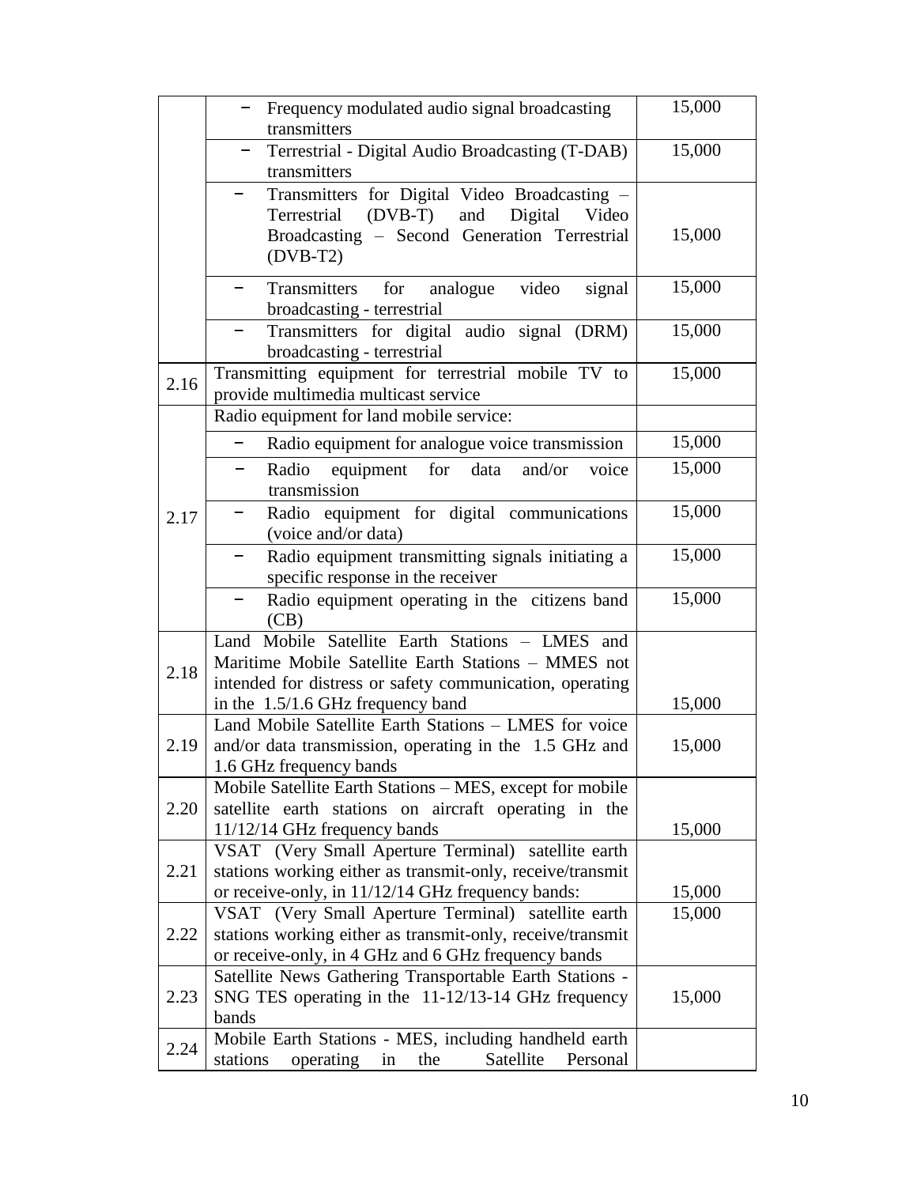| | | |
|---|---|---|
| | − Frequency modulated audio signal broadcasting transmitters | 15,000 |
| | − Terrestrial - Digital Audio Broadcasting (T-DAB) transmitters | 15,000 |
| | − Transmitters for Digital Video Broadcasting – Terrestrial (DVB-T) and Digital Video Broadcasting – Second Generation Terrestrial (DVB-T2) | 15,000 |
| | − Transmitters for analogue video signal broadcasting - terrestrial | 15,000 |
| | − Transmitters for digital audio signal (DRM) broadcasting - terrestrial | 15,000 |
| 2.16 | Transmitting equipment for terrestrial mobile TV to provide multimedia multicast service | 15,000 |
| 2.17 | Radio equipment for land mobile service: | |
| | − Radio equipment for analogue voice transmission | 15,000 |
| | − Radio equipment for data and/or voice transmission | 15,000 |
| | − Radio equipment for digital communications (voice and/or data) | 15,000 |
| | − Radio equipment transmitting signals initiating a specific response in the receiver | 15,000 |
| | − Radio equipment operating in the citizens band (CB) | 15,000 |
| 2.18 | Land Mobile Satellite Earth Stations – LMES and Maritime Mobile Satellite Earth Stations – MMES not intended for distress or safety communication, operating in the 1.5/1.6 GHz frequency band | 15,000 |
| 2.19 | Land Mobile Satellite Earth Stations – LMES for voice and/or data transmission, operating in the 1.5 GHz and 1.6 GHz frequency bands | 15,000 |
| 2.20 | Mobile Satellite Earth Stations – MES, except for mobile satellite earth stations on aircraft operating in the 11/12/14 GHz frequency bands | 15,000 |
| 2.21 | VSAT (Very Small Aperture Terminal) satellite earth stations working either as transmit-only, receive/transmit or receive-only, in 11/12/14 GHz frequency bands: | 15,000 |
| 2.22 | VSAT (Very Small Aperture Terminal) satellite earth stations working either as transmit-only, receive/transmit or receive-only, in 4 GHz and 6 GHz frequency bands | 15,000 |
| 2.23 | Satellite News Gathering Transportable Earth Stations - SNG TES operating in the 11-12/13-14 GHz frequency bands | 15,000 |
| 2.24 | Mobile Earth Stations - MES, including handheld earth stations operating in the Satellite Personal | |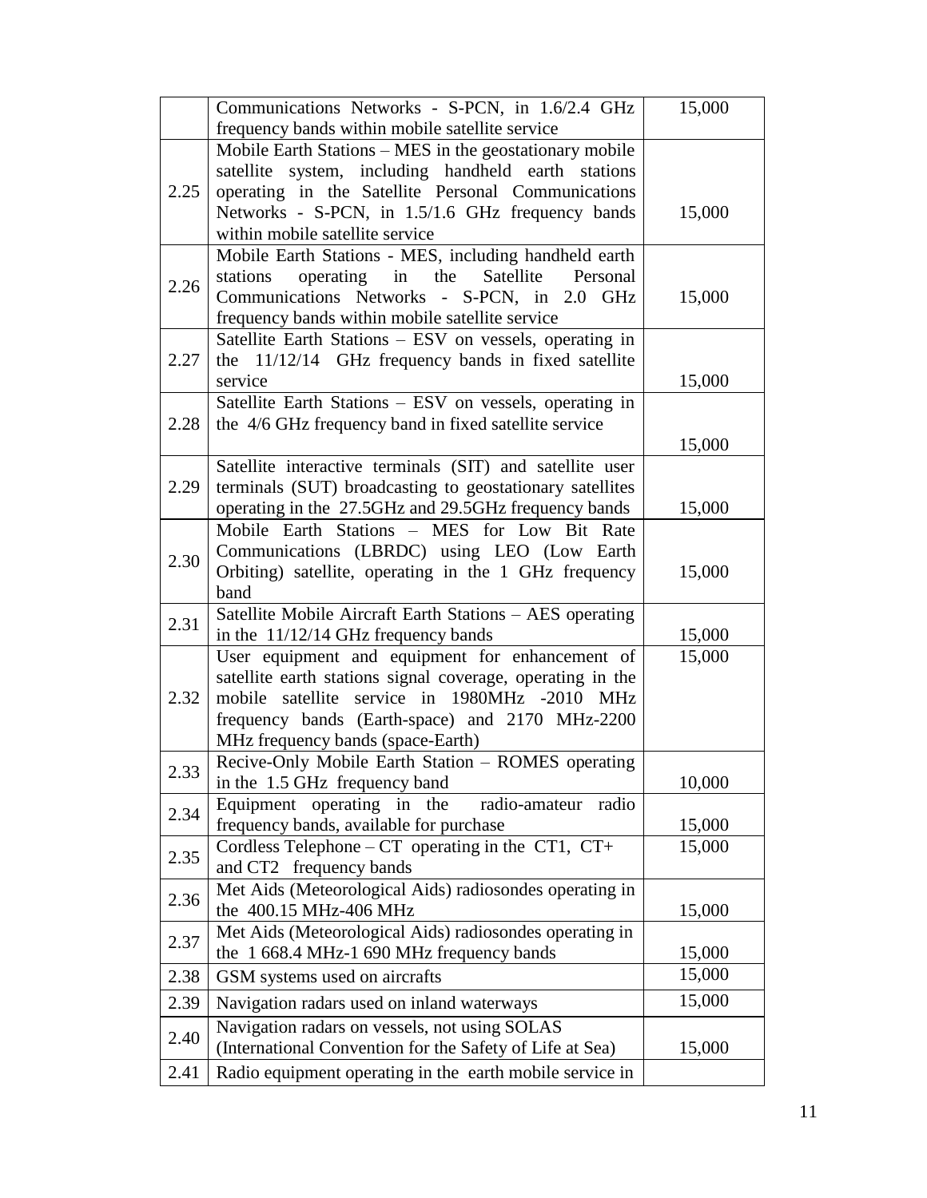|  | Communications Networks - S-PCN, in 1.6/2.4 GHz frequency bands within mobile satellite service | 15,000 |
|---|---|---|
| 2.25 | Mobile Earth Stations – MES in the geostationary mobile satellite system, including handheld earth stations operating in the Satellite Personal Communications Networks - S-PCN, in 1.5/1.6 GHz frequency bands within mobile satellite service | 15,000 |
| 2.26 | Mobile Earth Stations - MES, including handheld earth stations operating in the Satellite Personal Communications Networks - S-PCN, in 2.0 GHz frequency bands within mobile satellite service | 15,000 |
| 2.27 | Satellite Earth Stations – ESV on vessels, operating in the 11/12/14 GHz frequency bands in fixed satellite service | 15,000 |
| 2.28 | Satellite Earth Stations – ESV on vessels, operating in the 4/6 GHz frequency band in fixed satellite service | 15,000 |
| 2.29 | Satellite interactive terminals (SIT) and satellite user terminals (SUT) broadcasting to geostationary satellites operating in the 27.5GHz and 29.5GHz frequency bands | 15,000 |
| 2.30 | Mobile Earth Stations – MES for Low Bit Rate Communications (LBRDC) using LEO (Low Earth Orbiting) satellite, operating in the 1 GHz frequency band | 15,000 |
| 2.31 | Satellite Mobile Aircraft Earth Stations – AES operating in the 11/12/14 GHz frequency bands | 15,000 |
| 2.32 | User equipment and equipment for enhancement of satellite earth stations signal coverage, operating in the mobile satellite service in 1980MHz -2010 MHz frequency bands (Earth-space) and 2170 MHz-2200 MHz frequency bands (space-Earth) | 15,000 |
| 2.33 | Recive-Only Mobile Earth Station – ROMES operating in the 1.5 GHz frequency band | 10,000 |
| 2.34 | Equipment operating in the radio-amateur radio frequency bands, available for purchase | 15,000 |
| 2.35 | Cordless Telephone – CT operating in the CT1, CT+ and CT2 frequency bands | 15,000 |
| 2.36 | Met Aids (Meteorological Aids) radiosondes operating in the 400.15 MHz-406 MHz | 15,000 |
| 2.37 | Met Aids (Meteorological Aids) radiosondes operating in the 1 668.4 MHz-1 690 MHz frequency bands | 15,000 |
| 2.38 | GSM systems used on aircrafts | 15,000 |
| 2.39 | Navigation radars used on inland waterways | 15,000 |
| 2.40 | Navigation radars on vessels, not using SOLAS (International Convention for the Safety of Life at Sea) | 15,000 |
| 2.41 | Radio equipment operating in the earth mobile service in |  |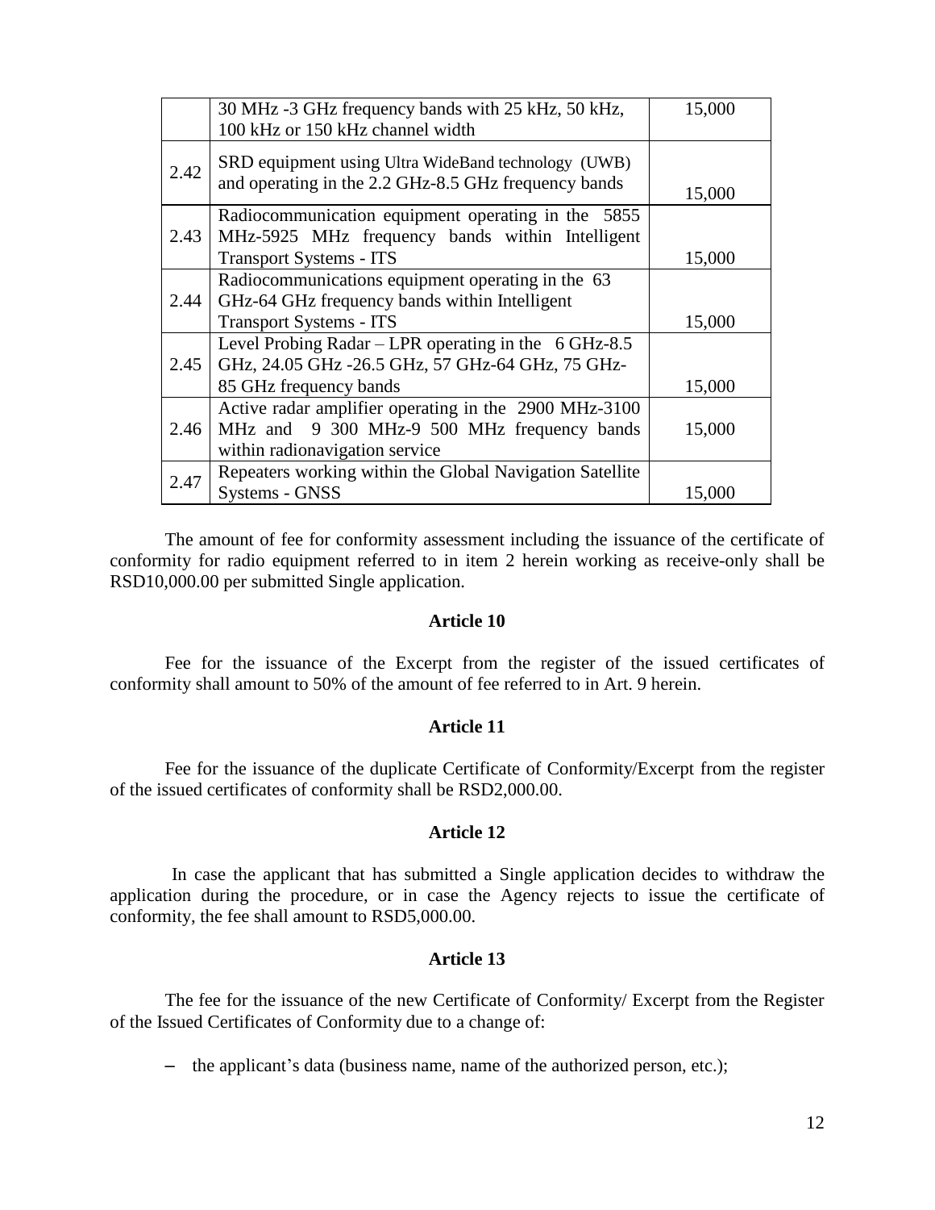| | | |
|---|---|---|
| | 30 MHz -3 GHz frequency bands with 25 kHz, 50 kHz, 100 kHz or 150 kHz channel width | 15,000 |
| 2.42 | SRD equipment using Ultra WideBand technology (UWB) and operating in the 2.2 GHz-8.5 GHz frequency bands | 15,000 |
| 2.43 | Radiocommunication equipment operating in the 5855 MHz-5925 MHz frequency bands within Intelligent Transport Systems - ITS | 15,000 |
| 2.44 | Radiocommunications equipment operating in the 63 GHz-64 GHz frequency bands within Intelligent Transport Systems - ITS | 15,000 |
| 2.45 | Level Probing Radar – LPR operating in the 6 GHz-8.5 GHz, 24.05 GHz -26.5 GHz, 57 GHz-64 GHz, 75 GHz-85 GHz frequency bands | 15,000 |
| 2.46 | Active radar amplifier operating in the 2900 MHz-3100 MHz and 9 300 MHz-9 500 MHz frequency bands within radionavigation service | 15,000 |
| 2.47 | Repeaters working within the Global Navigation Satellite Systems - GNSS | 15,000 |

The amount of fee for conformity assessment including the issuance of the certificate of conformity for radio equipment referred to in item 2 herein working as receive-only shall be RSD10,000.00 per submitted Single application.

**Article 10**

Fee for the issuance of the Excerpt from the register of the issued certificates of conformity shall amount to 50% of the amount of fee referred to in Art. 9 herein.

**Article 11**

Fee for the issuance of the duplicate Certificate of Conformity/Excerpt from the register of the issued certificates of conformity shall be RSD2,000.00.

**Article 12**

In case the applicant that has submitted a Single application decides to withdraw the application during the procedure, or in case the Agency rejects to issue the certificate of conformity, the fee shall amount to RSD5,000.00.

**Article 13**

The fee for the issuance of the new Certificate of Conformity/ Excerpt from the Register of the Issued Certificates of Conformity due to a change of:

- the applicant's data (business name, name of the authorized person, etc.);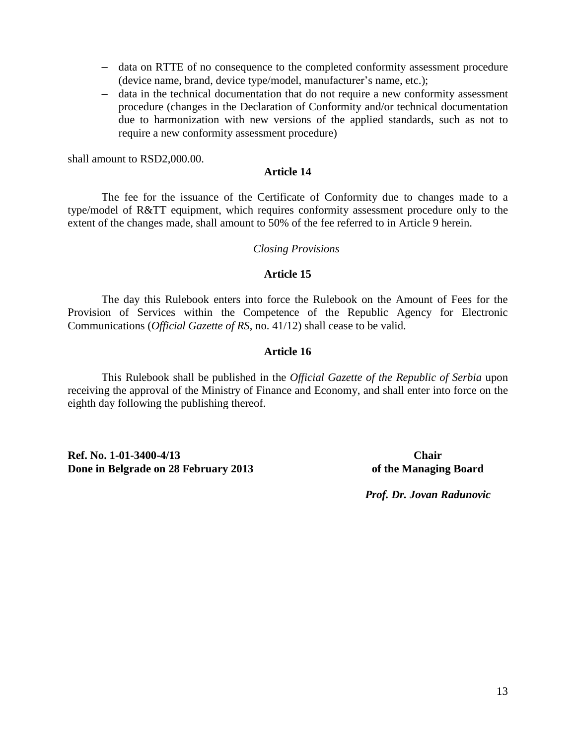- data on RTTE of no consequence to the completed conformity assessment procedure (device name, brand, device type/model, manufacturer's name, etc.);
- data in the technical documentation that do not require a new conformity assessment procedure (changes in the Declaration of Conformity and/or technical documentation due to harmonization with new versions of the applied standards, such as not to require a new conformity assessment procedure)

shall amount to RSD2,000.00.

**Article 14**

The fee for the issuance of the Certificate of Conformity due to changes made to a type/model of R&TT equipment, which requires conformity assessment procedure only to the extent of the changes made, shall amount to 50% of the fee referred to in Article 9 herein.

*Closing Provisions*

**Article 15**

The day this Rulebook enters into force the Rulebook on the Amount of Fees for the Provision of Services within the Competence of the Republic Agency for Electronic Communications (*Official Gazette of RS*, no. 41/12) shall cease to be valid.

**Article 16**

This Rulebook shall be published in the *Official Gazette of the Republic of Serbia* upon receiving the approval of the Ministry of Finance and Economy, and shall enter into force on the eighth day following the publishing thereof.

**Ref. No. 1-01-3400-4/13**
**Done in Belgrade on 28 February 2013**

**Chair**
**of the Managing Board**

***Prof. Dr. Jovan Radunovic***